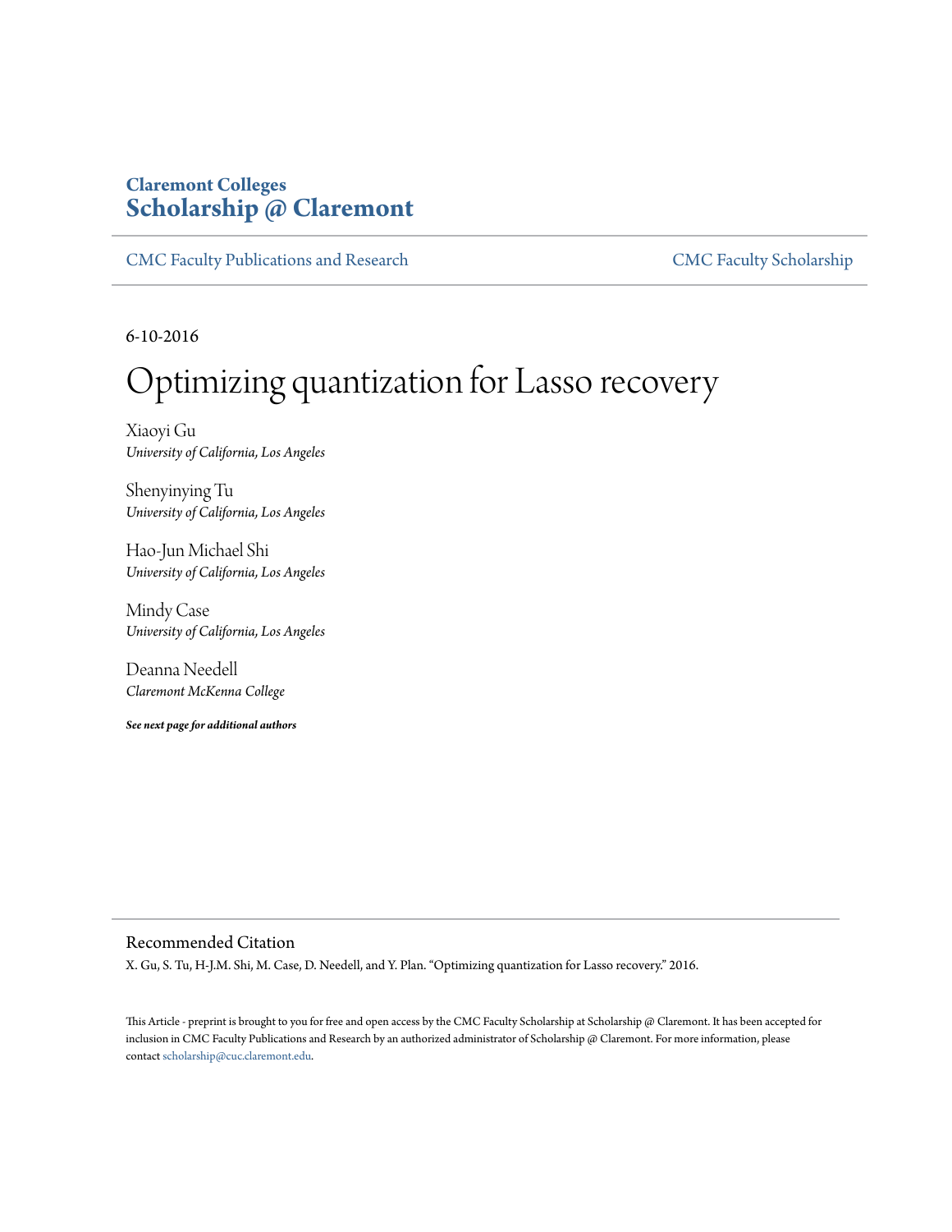Claremont Colleges
**Scholarship @ Claremont**

CMC Faculty Publications and Research | CMC Faculty Scholarship

6-10-2016

# Optimizing quantization for Lasso recovery

Xiaoyi Gu
*University of California, Los Angeles*

Shenyinying Tu
*University of California, Los Angeles*

Hao-Jun Michael Shi
*University of California, Los Angeles*

Mindy Case
*University of California, Los Angeles*

Deanna Needell
*Claremont McKenna College*

***See next page for additional authors***

## Recommended Citation

X. Gu, S. Tu, H-J.M. Shi, M. Case, D. Needell, and Y. Plan. "Optimizing quantization for Lasso recovery." 2016.

This Article - preprint is brought to you for free and open access by the CMC Faculty Scholarship at Scholarship @ Claremont. It has been accepted for inclusion in CMC Faculty Publications and Research by an authorized administrator of Scholarship @ Claremont. For more information, please contact scholarship@cuc.claremont.edu.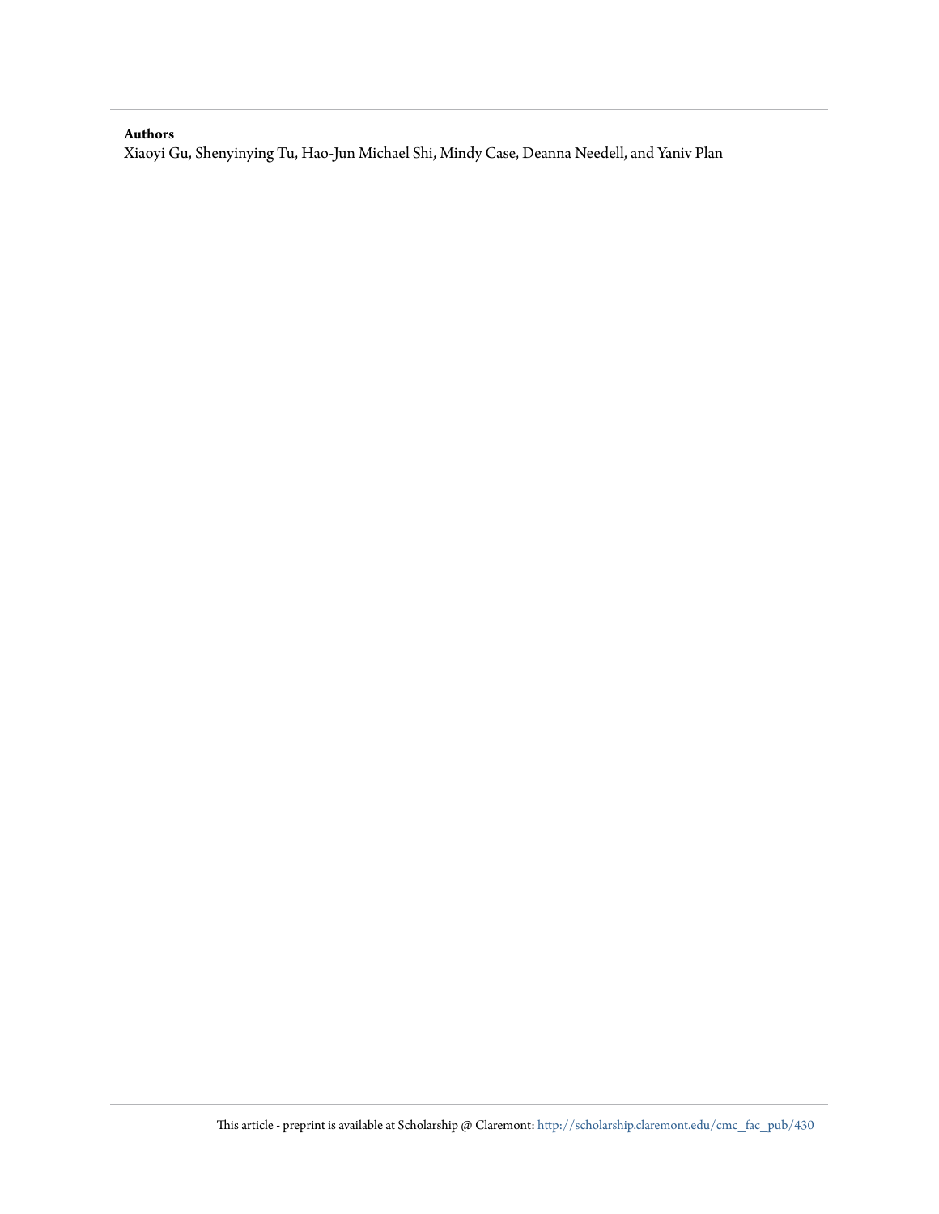**Authors**

Xiaoyi Gu, Shenyinying Tu, Hao-Jun Michael Shi, Mindy Case, Deanna Needell, and Yaniv Plan

This article - preprint is available at Scholarship @ Claremont: http://scholarship.claremont.edu/cmc_fac_pub/430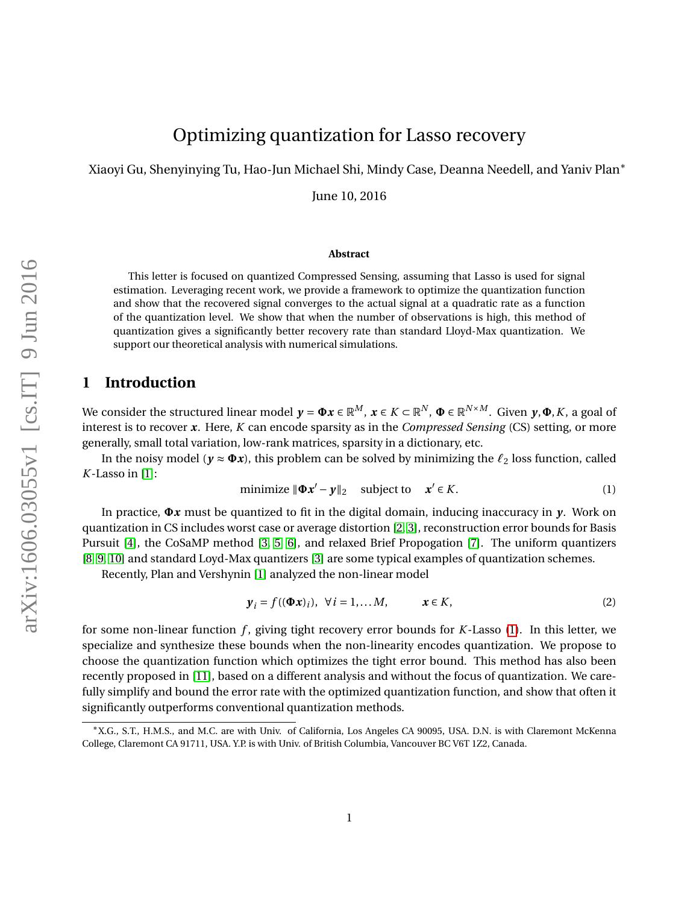# Optimizing quantization for Lasso recovery

Xiaoyi Gu, Shenyinying Tu, Hao-Jun Michael Shi, Mindy Case, Deanna Needell, and Yaniv Plan*

June 10, 2016

**Abstract**

This letter is focused on quantized Compressed Sensing, assuming that Lasso is used for signal estimation. Leveraging recent work, we provide a framework to optimize the quantization function and show that the recovered signal converges to the actual signal at a quadratic rate as a function of the quantization level. We show that when the number of observations is high, this method of quantization gives a significantly better recovery rate than standard Lloyd-Max quantization. We support our theoretical analysis with numerical simulations.

## 1 Introduction

We consider the structured linear model $\boldsymbol{y} = \boldsymbol{\Phi x} \in \mathbb{R}^M$, $\boldsymbol{x} \in K \subset \mathbb{R}^N$, $\boldsymbol{\Phi} \in \mathbb{R}^{N \times M}$. Given $\boldsymbol{y}, \boldsymbol{\Phi}, K$, a goal of interest is to recover $\boldsymbol{x}$. Here, $K$ can encode sparsity as in the *Compressed Sensing* (CS) setting, or more generally, small total variation, low-rank matrices, sparsity in a dictionary, etc.

In the noisy model ($\boldsymbol{y} \approx \boldsymbol{\Phi x}$), this problem can be solved by minimizing the $\ell_2$ loss function, called $K$-Lasso in [1]:

$$\text{minimize } \|\boldsymbol{\Phi x}' - \boldsymbol{y}\|_2 \quad \text{subject to} \quad \boldsymbol{x}' \in K. \tag{1}$$

In practice, $\boldsymbol{\Phi x}$ must be quantized to fit in the digital domain, inducing inaccuracy in $\boldsymbol{y}$. Work on quantization in CS includes worst case or average distortion [2, 3], reconstruction error bounds for Basis Pursuit [4], the CoSaMP method [3, 5, 6], and relaxed Brief Propogation [7]. The uniform quantizers [8, 9, 10] and standard Loyd-Max quantizers [3] are some typical examples of quantization schemes.

Recently, Plan and Vershynin [1] analyzed the non-linear model

$$\boldsymbol{y}_i = f((\boldsymbol{\Phi x})_i), \ \ \forall i = 1, \dots M, \qquad \boldsymbol{x} \in K, \tag{2}$$

for some non-linear function $f$, giving tight recovery error bounds for $K$-Lasso (1). In this letter, we specialize and synthesize these bounds when the non-linearity encodes quantization. We propose to choose the quantization function which optimizes the tight error bound. This method has also been recently proposed in [11], based on a different analysis and without the focus of quantization. We carefully simplify and bound the error rate with the optimized quantization function, and show that often it significantly outperforms conventional quantization methods.

*X.G., S.T., H.M.S., and M.C. are with Univ. of California, Los Angeles CA 90095, USA. D.N. is with Claremont McKenna College, Claremont CA 91711, USA. Y.P. is with Univ. of British Columbia, Vancouver BC V6T 1Z2, Canada.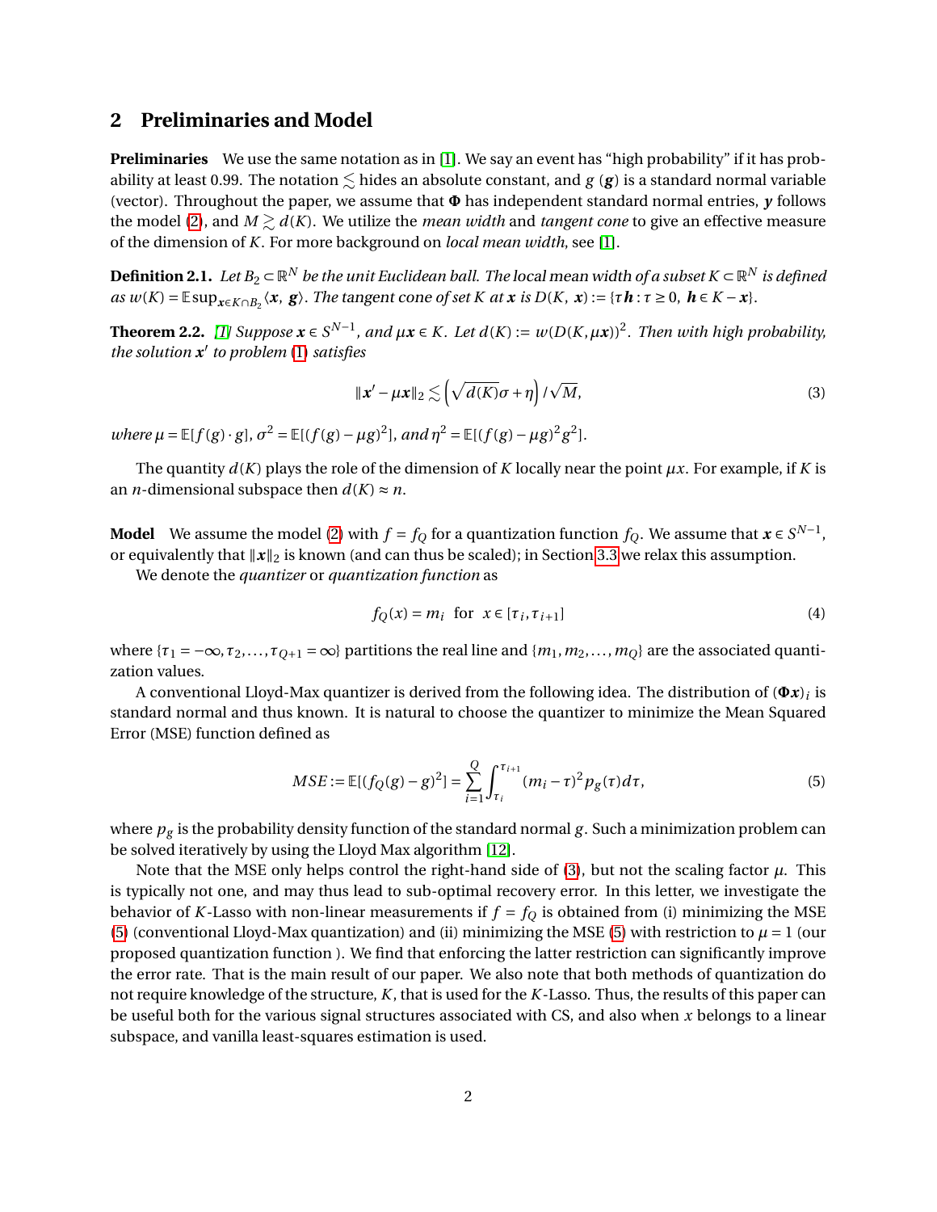## 2 Preliminaries and Model

**Preliminaries** We use the same notation as in [1]. We say an event has "high probability" if it has probability at least 0.99. The notation $\lesssim$ hides an absolute constant, and $g$ ($\boldsymbol{g}$) is a standard normal variable (vector). Throughout the paper, we assume that $\boldsymbol{\Phi}$ has independent standard normal entries, $\boldsymbol{y}$ follows the model (2), and $M \gtrsim d(K)$. We utilize the *mean width* and *tangent cone* to give an effective measure of the dimension of $K$. For more background on *local mean width*, see [1].

**Definition 2.1.** *Let $B_2 \subset \mathbb{R}^N$ be the unit Euclidean ball. The* local mean width *of a subset $K \subset \mathbb{R}^N$ is defined as $w(K) = \mathbb{E}\sup_{\boldsymbol{x}\in K\cap B_2}\langle \boldsymbol{x},\ \boldsymbol{g}\rangle$. The* tangent cone *of set $K$ at $\boldsymbol{x}$ is $D(K,\ \boldsymbol{x}) := \{\tau \boldsymbol{h} : \tau \geq 0,\ \boldsymbol{h} \in K - \boldsymbol{x}\}$.*

**Theorem 2.2.** *[1] Suppose $\boldsymbol{x} \in S^{N-1}$, and $\mu \boldsymbol{x} \in K$. Let $d(K) := w(D(K, \mu \boldsymbol{x}))^2$. Then with high probability, the solution $\boldsymbol{x}'$ to problem (1) satisfies*

$$\|\boldsymbol{x}' - \mu \boldsymbol{x}\|_2 \lesssim \left(\sqrt{d(K)}\sigma + \eta\right)/\sqrt{M}, \tag{3}$$

*where $\mu = \mathbb{E}[f(g)\cdot g]$, $\sigma^2 = \mathbb{E}[(f(g) - \mu g)^2]$, and $\eta^2 = \mathbb{E}[(f(g)-\mu g)^2 g^2]$.*

The quantity $d(K)$ plays the role of the dimension of $K$ locally near the point $\mu x$. For example, if $K$ is an $n$-dimensional subspace then $d(K) \approx n$.

**Model** We assume the model (2) with $f = f_Q$ for a quantization function $f_Q$. We assume that $\boldsymbol{x} \in S^{N-1}$, or equivalently that $\|\boldsymbol{x}\|_2$ is known (and can thus be scaled); in Section 3.3 we relax this assumption.

We denote the *quantizer* or *quantization function* as

$$f_Q(x) = m_i \ \text{ for } \ x \in [\tau_i, \tau_{i+1}] \tag{4}$$

where $\{\tau_1 = -\infty, \tau_2, \ldots, \tau_{Q+1} = \infty\}$ partitions the real line and $\{m_1, m_2, \ldots, m_Q\}$ are the associated quantization values.

A conventional Lloyd-Max quantizer is derived from the following idea. The distribution of $(\boldsymbol{\Phi}\boldsymbol{x})_i$ is standard normal and thus known. It is natural to choose the quantizer to minimize the Mean Squared Error (MSE) function defined as

$$MSE := \mathbb{E}[(f_Q(g) - g)^2] = \sum_{i=1}^{Q}\int_{\tau_i}^{\tau_{i+1}} (m_i - \tau)^2 p_g(\tau)d\tau, \tag{5}$$

where $p_g$ is the probability density function of the standard normal $g$. Such a minimization problem can be solved iteratively by using the Lloyd Max algorithm [12].

Note that the MSE only helps control the right-hand side of (3), but not the scaling factor $\mu$. This is typically not one, and may thus lead to sub-optimal recovery error. In this letter, we investigate the behavior of $K$-Lasso with non-linear measurements if $f = f_Q$ is obtained from (i) minimizing the MSE (5) (conventional Lloyd-Max quantization) and (ii) minimizing the MSE (5) with restriction to $\mu = 1$ (our proposed quantization function ). We find that enforcing the latter restriction can significantly improve the error rate. That is the main result of our paper. We also note that both methods of quantization do not require knowledge of the structure, $K$, that is used for the $K$-Lasso. Thus, the results of this paper can be useful both for the various signal structures associated with CS, and also when $x$ belongs to a linear subspace, and vanilla least-squares estimation is used.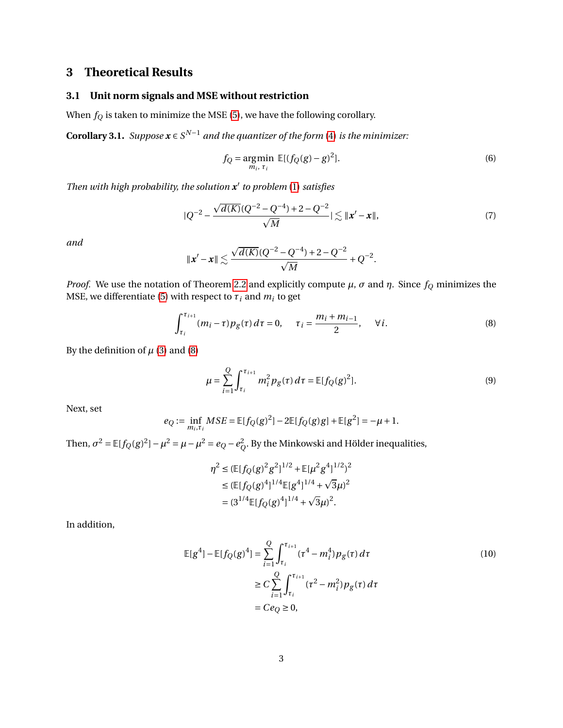## 3 Theoretical Results

### 3.1 Unit norm signals and MSE without restriction

When $f_Q$ is taken to minimize the MSE (5), we have the following corollary.

**Corollary 3.1.** *Suppose $\boldsymbol{x} \in S^{N-1}$ and the quantizer of the form (4) is the minimizer:*

$$f_Q = \underset{m_i,\, \tau_i}{\operatorname{argmin}}\ \mathbb{E}[(f_Q(g) - g)^2]. \tag{6}$$

*Then with high probability, the solution $\boldsymbol{x}'$ to problem (1) satisfies*

$$|Q^{-2} - \frac{\sqrt{d(K)}(Q^{-2} - Q^{-4}) + 2 - Q^{-2}}{\sqrt{M}}| \lesssim \|\boldsymbol{x}' - \boldsymbol{x}\|, \tag{7}$$

*and*

$$\|\boldsymbol{x}' - \boldsymbol{x}\| \lesssim \frac{\sqrt{d(K)}(Q^{-2} - Q^{-4}) + 2 - Q^{-2}}{\sqrt{M}} + Q^{-2}.$$

*Proof.* We use the notation of Theorem 2.2 and explicitly compute $\mu$, $\sigma$ and $\eta$. Since $f_Q$ minimizes the MSE, we differentiate (5) with respect to $\tau_i$ and $m_i$ to get

$$\int_{\tau_i}^{\tau_{i+1}} (m_i - \tau) p_g(\tau)\, d\tau = 0, \qquad \tau_i = \frac{m_i + m_{i-1}}{2}, \qquad \forall i. \tag{8}$$

By the definition of $\mu$ (3) and (8)

$$\mu = \sum_{i=1}^{Q} \int_{\tau_i}^{\tau_{i+1}} m_i^2 p_g(\tau)\, d\tau = \mathbb{E}[f_Q(g)^2]. \tag{9}$$

Next, set

$$e_Q := \inf_{m_i, \tau_i} MSE = \mathbb{E}[f_Q(g)^2] - 2\mathbb{E}[f_Q(g) g] + \mathbb{E}[g^2] = -\mu + 1.$$

Then, $\sigma^2 = \mathbb{E}[f_Q(g)^2] - \mu^2 = \mu - \mu^2 = e_Q - e_Q^2$. By the Minkowski and Hölder inequalities,

$$\begin{aligned}
\eta^2 &\leq (\mathbb{E}[f_Q(g)^2 g^2]^{1/2} + \mathbb{E}[\mu^2 g^4]^{1/2})^2 \\
&\leq (\mathbb{E}[f_Q(g)^4]^{1/4} \mathbb{E}[g^4]^{1/4} + \sqrt{3}\mu)^2 \\
&= (3^{1/4} \mathbb{E}[f_Q(g)^4]^{1/4} + \sqrt{3}\mu)^2.
\end{aligned}$$

In addition,

$$\begin{aligned}
\mathbb{E}[g^4] - \mathbb{E}[f_Q(g)^4] &= \sum_{i=1}^{Q} \int_{\tau_i}^{\tau_{i+1}} (\tau^4 - m_i^4) p_g(\tau)\, d\tau \\
&\geq C \sum_{i=1}^{Q} \int_{\tau_i}^{\tau_{i+1}} (\tau^2 - m_i^2) p_g(\tau)\, d\tau \\
&= C e_Q \geq 0,
\end{aligned} \tag{10}$$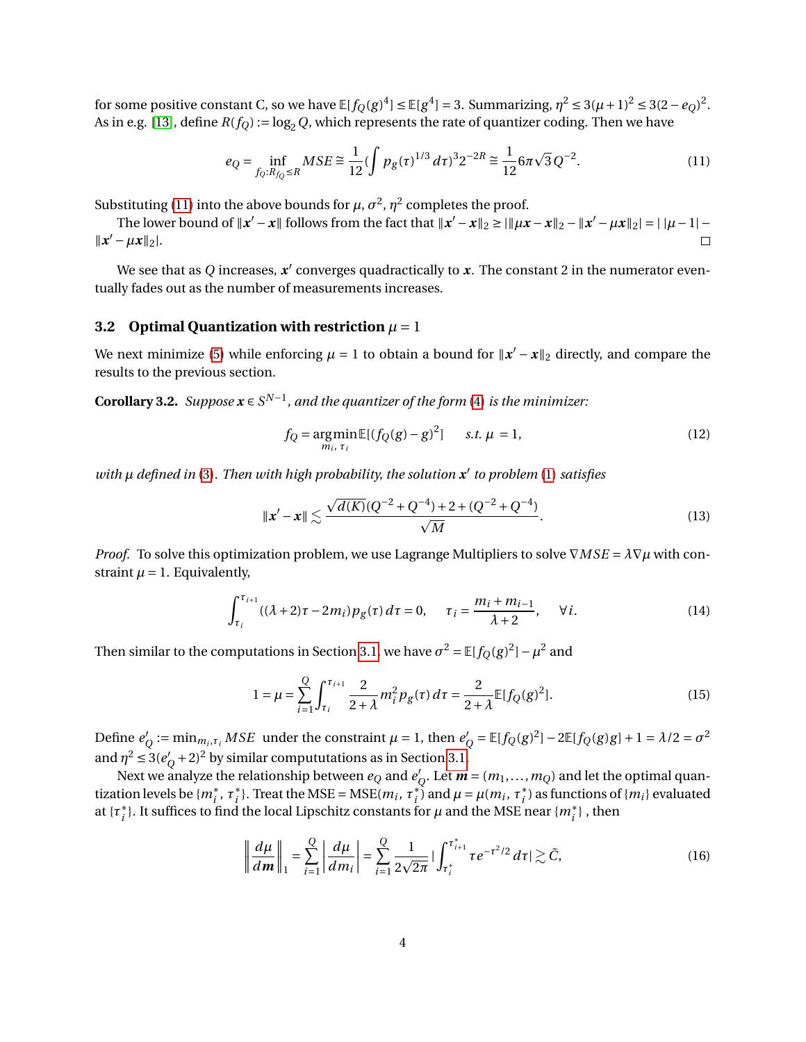for some positive constant C, so we have $\mathbb{E}[f_Q(g)^4] \le \mathbb{E}[g^4] = 3$. Summarizing, $\eta^2 \le 3(\mu+1)^2 \le 3(2-e_Q)^2$. As in e.g. [13], define $R(f_Q) := \log_2 Q$, which represents the rate of quantizer coding. Then we have

$$e_Q = \inf_{f_Q : R_{f_Q} \le R} MSE \cong \frac{1}{12}\left(\int p_g(\tau)^{1/3}\, d\tau\right)^3 2^{-2R} \cong \frac{1}{12} 6\pi\sqrt{3}\, Q^{-2}. \tag{11}$$

Substituting (11) into the above bounds for $\mu, \sigma^2, \eta^2$ completes the proof.

The lower bound of $\|\boldsymbol{x}' - \boldsymbol{x}\|$ follows from the fact that $\|\boldsymbol{x}' - \boldsymbol{x}\|_2 \ge |\|\mu\boldsymbol{x} - \boldsymbol{x}\|_2 - \|\boldsymbol{x}' - \mu\boldsymbol{x}\|_2| = |\,|\mu - 1| - \|\boldsymbol{x}' - \mu\boldsymbol{x}\|_2|$. □

We see that as $Q$ increases, $\boldsymbol{x}'$ converges quadractically to $\boldsymbol{x}$. The constant 2 in the numerator eventually fades out as the number of measurements increases.

### 3.2 Optimal Quantization with restriction $\mu = 1$

We next minimize (5) while enforcing $\mu = 1$ to obtain a bound for $\|\boldsymbol{x}' - \boldsymbol{x}\|_2$ directly, and compare the results to the previous section.

**Corollary 3.2.** *Suppose $\boldsymbol{x} \in S^{N-1}$, and the quantizer of the form (4) is the minimizer:*

$$f_Q = \underset{m_i,\,\tau_i}{\arg\min}\, \mathbb{E}[(f_Q(g) - g)^2] \qquad s.t.\ \mu = 1, \tag{12}$$

*with $\mu$ defined in (3). Then with high probability, the solution $\boldsymbol{x}'$ to problem (1) satisfies*

$$\|\boldsymbol{x}' - \boldsymbol{x}\| \lesssim \frac{\sqrt{d(K)}(Q^{-2} + Q^{-4}) + 2 + (Q^{-2} + Q^{-4})}{\sqrt{M}}. \tag{13}$$

*Proof.* To solve this optimization problem, we use Lagrange Multipliers to solve $\nabla MSE = \lambda \nabla \mu$ with constraint $\mu = 1$. Equivalently,

$$\int_{\tau_i}^{\tau_{i+1}} ((\lambda+2)\tau - 2m_i) p_g(\tau)\, d\tau = 0, \qquad \tau_i = \frac{m_i + m_{i-1}}{\lambda + 2}, \qquad \forall i. \tag{14}$$

Then similar to the computations in Section 3.1, we have $\sigma^2 = \mathbb{E}[f_Q(g)^2] - \mu^2$ and

$$1 = \mu = \sum_{i=1}^{Q} \int_{\tau_i}^{\tau_{i+1}} \frac{2}{2+\lambda} m_i^2 p_g(\tau)\, d\tau = \frac{2}{2+\lambda}\mathbb{E}[f_Q(g)^2]. \tag{15}$$

Define $e_Q' := \min_{m_i,\tau_i} MSE$ under the constraint $\mu = 1$, then $e_Q' = \mathbb{E}[f_Q(g)^2] - 2\mathbb{E}[f_Q(g)g] + 1 = \lambda/2 = \sigma^2$ and $\eta^2 \le 3(e_Q' + 2)^2$ by similar compututations as in Section 3.1.

Next we analyze the relationship between $e_Q$ and $e_Q'$. Let $\boldsymbol{m} = (m_1, \ldots, m_Q)$ and let the optimal quantization levels be $\{m_i^*, \tau_i^*\}$. Treat the $\text{MSE} = \text{MSE}(m_i, \tau_i^*)$ and $\mu = \mu(m_i, \tau_i^*)$ as functions of $\{m_i\}$ evaluated at $\{\tau_i^*\}$. It suffices to find the local Lipschitz constants for $\mu$ and the MSE near $\{m_i^*\}$, then

$$\left\|\frac{d\mu}{d\boldsymbol{m}}\right\|_1 = \sum_{i=1}^{Q}\left|\frac{d\mu}{dm_i}\right| = \sum_{i=1}^{Q} \frac{1}{2\sqrt{2\pi}} \left|\int_{\tau_i^*}^{\tau_{i+1}^*} \tau e^{-\tau^2/2}\, d\tau\right| \gtrsim \tilde{C}, \tag{16}$$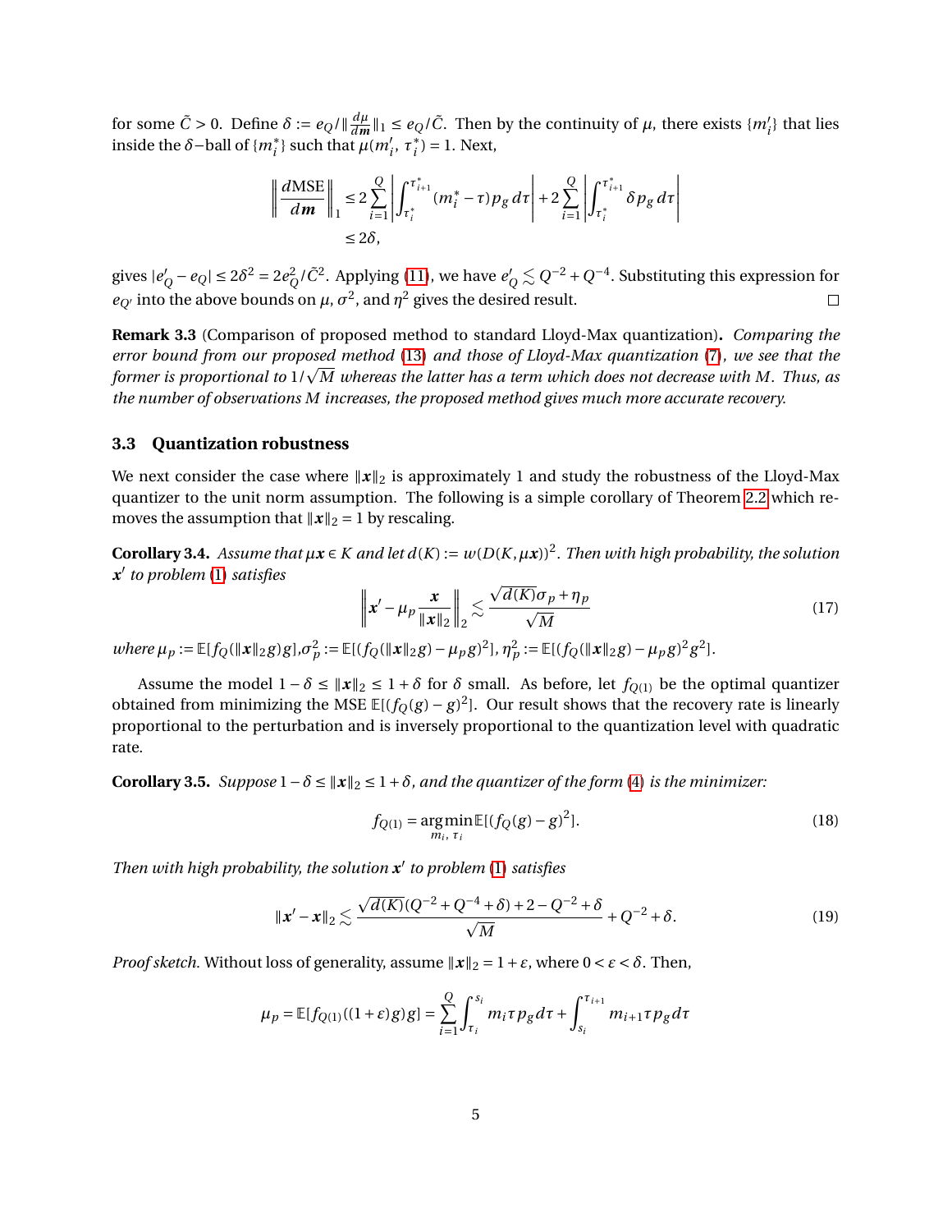for some $\tilde{C} > 0$. Define $\delta := e_Q / \|\frac{d\mu}{d\boldsymbol{m}}\|_1 \leq e_Q/\tilde{C}$. Then by the continuity of $\mu$, there exists $\{m_i'\}$ that lies inside the $\delta$−ball of $\{m_i^*\}$ such that $\mu(m_i', \tau_i^*) = 1$. Next,

$$
\begin{aligned}
\left\| \frac{d\text{MSE}}{d\boldsymbol{m}} \right\|_1 &\leq 2 \sum_{i=1}^{Q} \left| \int_{\tau_i^*}^{\tau_{i+1}^*} (m_i^* - \tau) p_g \, d\tau \right| + 2 \sum_{i=1}^{Q} \left| \int_{\tau_i^*}^{\tau_{i+1}^*} \delta p_g \, d\tau \right| \\
&\leq 2\delta,
\end{aligned}
$$

gives $|e_Q' - e_Q| \leq 2\delta^2 = 2e_Q^2/\tilde{C}^2$. Applying (11), we have $e_Q' \lesssim Q^{-2} + Q^{-4}$. Substituting this expression for $e_{Q'}$ into the above bounds on $\mu$, $\sigma^2$, and $\eta^2$ gives the desired result. □

**Remark 3.3** (Comparison of proposed method to standard Lloyd-Max quantization)**.** *Comparing the error bound from our proposed method (13) and those of Lloyd-Max quantization (7), we see that the former is proportional to $1/\sqrt{M}$ whereas the latter has a term which does not decrease with $M$. Thus, as the number of observations $M$ increases, the proposed method gives much more accurate recovery.*

### 3.3 Quantization robustness

We next consider the case where $\|\boldsymbol{x}\|_2$ is approximately 1 and study the robustness of the Lloyd-Max quantizer to the unit norm assumption. The following is a simple corollary of Theorem 2.2 which removes the assumption that $\|\boldsymbol{x}\|_2 = 1$ by rescaling.

**Corollary 3.4.** *Assume that $\mu\boldsymbol{x} \in K$ and let $d(K) := w(D(K, \mu\boldsymbol{x}))^2$. Then with high probability, the solution $\boldsymbol{x}'$ to problem (1) satisfies*

$$
\left\| \boldsymbol{x}' - \mu_p \frac{\boldsymbol{x}}{\|\boldsymbol{x}\|_2} \right\|_2 \lesssim \frac{\sqrt{d(K)}\sigma_p + \eta_p}{\sqrt{M}} \tag{17}
$$

*where $\mu_p := \mathbb{E}[f_Q(\|\boldsymbol{x}\|_2 g)g]$, $\sigma_p^2 := \mathbb{E}[(f_Q(\|\boldsymbol{x}\|_2 g) - \mu_p g)^2]$, $\eta_p^2 := \mathbb{E}[(f_Q(\|\boldsymbol{x}\|_2 g) - \mu_p g)^2 g^2]$.*

Assume the model $1 - \delta \leq \|\boldsymbol{x}\|_2 \leq 1 + \delta$ for $\delta$ small. As before, let $f_{Q(1)}$ be the optimal quantizer obtained from minimizing the MSE $\mathbb{E}[(f_Q(g) - g)^2]$. Our result shows that the recovery rate is linearly proportional to the perturbation and is inversely proportional to the quantization level with quadratic rate.

**Corollary 3.5.** *Suppose $1 - \delta \leq \|\boldsymbol{x}\|_2 \leq 1 + \delta$, and the quantizer of the form (4) is the minimizer:*

$$
f_{Q(1)} = \underset{m_i,\, \tau_i}{\arg\min} \, \mathbb{E}[(f_Q(g) - g)^2]. \tag{18}
$$

*Then with high probability, the solution $\boldsymbol{x}'$ to problem (1) satisfies*

$$
\|\boldsymbol{x}' - \boldsymbol{x}\|_2 \lesssim \frac{\sqrt{d(K)}(Q^{-2} + Q^{-4} + \delta) + 2 - Q^{-2} + \delta}{\sqrt{M}} + Q^{-2} + \delta. \tag{19}
$$

*Proof sketch.* Without loss of generality, assume $\|\boldsymbol{x}\|_2 = 1 + \varepsilon$, where $0 < \varepsilon < \delta$. Then,

$$
\mu_p = \mathbb{E}[f_{Q(1)}((1+\varepsilon)g)g] = \sum_{i=1}^{Q} \int_{\tau_i}^{s_i} m_i \tau p_g \, d\tau + \int_{s_i}^{\tau_{i+1}} m_{i+1} \tau p_g \, d\tau
$$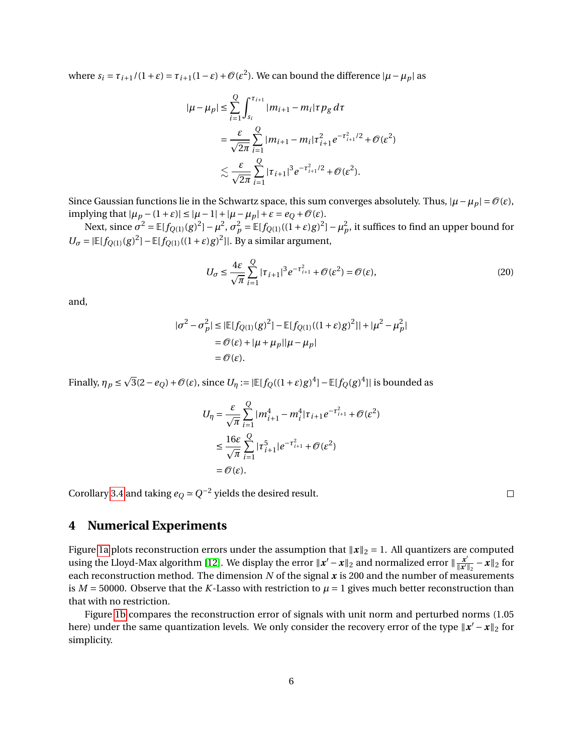where $s_i = \tau_{i+1}/(1+\varepsilon) = \tau_{i+1}(1-\varepsilon) + \mathcal{O}(\varepsilon^2)$. We can bound the difference $|\mu - \mu_p|$ as

$$
\begin{aligned}
|\mu - \mu_p| &\leq \sum_{i=1}^{Q} \int_{s_i}^{\tau_{i+1}} |m_{i+1} - m_i| \tau p_g \, d\tau \\
&= \frac{\varepsilon}{\sqrt{2\pi}} \sum_{i=1}^{Q} |m_{i+1} - m_i| \tau_{i+1}^2 e^{-\tau_{i+1}^2/2} + \mathcal{O}(\varepsilon^2) \\
&\lesssim \frac{\varepsilon}{\sqrt{2\pi}} \sum_{i=1}^{Q} |\tau_{i+1}|^3 e^{-\tau_{i+1}^2/2} + \mathcal{O}(\varepsilon^2).
\end{aligned}
$$

Since Gaussian functions lie in the Schwartz space, this sum converges absolutely. Thus, $|\mu - \mu_p| = \mathcal{O}(\varepsilon)$, implying that $|\mu_p - (1+\varepsilon)| \leq |\mu - 1| + |\mu - \mu_p| + \varepsilon = e_Q + \mathcal{O}(\varepsilon)$.

Next, since $\sigma^2 = \mathbb{E}[f_{Q(1)}(g)^2] - \mu^2$, $\sigma_p^2 = \mathbb{E}[f_{Q(1)}((1+\varepsilon)g)^2] - \mu_p^2$, it suffices to find an upper bound for $U_\sigma = |\mathbb{E}[f_{Q(1)}(g)^2] - \mathbb{E}[f_{Q(1)}((1+\varepsilon)g)^2]|$. By a similar argument,

$$
U_\sigma \leq \frac{4\varepsilon}{\sqrt{\pi}} \sum_{i=1}^{Q} |\tau_{i+1}|^3 e^{-\tau_{i+1}^2} + \mathcal{O}(\varepsilon^2) = \mathcal{O}(\varepsilon), \tag{20}
$$

and,

$$
\begin{aligned}
|\sigma^2 - \sigma_p^2| &\leq |\mathbb{E}[f_{Q(1)}(g)^2] - \mathbb{E}[f_{Q(1)}((1+\varepsilon)g)^2]| + |\mu^2 - \mu_p^2| \\
&= \mathcal{O}(\varepsilon) + |\mu + \mu_p||\mu - \mu_p| \\
&= \mathcal{O}(\varepsilon).
\end{aligned}
$$

Finally, $\eta_p \leq \sqrt{3}(2 - e_Q) + \mathcal{O}(\varepsilon)$, since $U_\eta := |\mathbb{E}[f_Q((1+\varepsilon)g)^4] - \mathbb{E}[f_Q(g)^4]|$ is bounded as

$$
\begin{aligned}
U_\eta &= \frac{\varepsilon}{\sqrt{\pi}} \sum_{i=1}^{Q} |m_{i+1}^4 - m_i^4| \tau_{i+1} e^{-\tau_{i+1}^2} + \mathcal{O}(\varepsilon^2) \\
&\leq \frac{16\varepsilon}{\sqrt{\pi}} \sum_{i=1}^{Q} |\tau_{i+1}^5| e^{-\tau_{i+1}^2} + \mathcal{O}(\varepsilon^2) \\
&= \mathcal{O}(\varepsilon).
\end{aligned}
$$

Corollary 3.4 and taking $e_Q \simeq Q^{-2}$ yields the desired result. $\square$

## 4 Numerical Experiments

Figure 1a plots reconstruction errors under the assumption that $\|\boldsymbol{x}\|_2 = 1$. All quantizers are computed using the Lloyd-Max algorithm [12]. We display the error $\|\boldsymbol{x}' - \boldsymbol{x}\|_2$ and normalized error $\|\frac{\boldsymbol{x}'}{\|\boldsymbol{x}'\|_2} - \boldsymbol{x}\|_2$ for each reconstruction method. The dimension $N$ of the signal $\boldsymbol{x}$ is 200 and the number of measurements is $M = 50000$. Observe that the $K$-Lasso with restriction to $\mu = 1$ gives much better reconstruction than that with no restriction.

Figure 1b compares the reconstruction error of signals with unit norm and perturbed norms (1.05 here) under the same quantization levels. We only consider the recovery error of the type $\|\boldsymbol{x}' - \boldsymbol{x}\|_2$ for simplicity.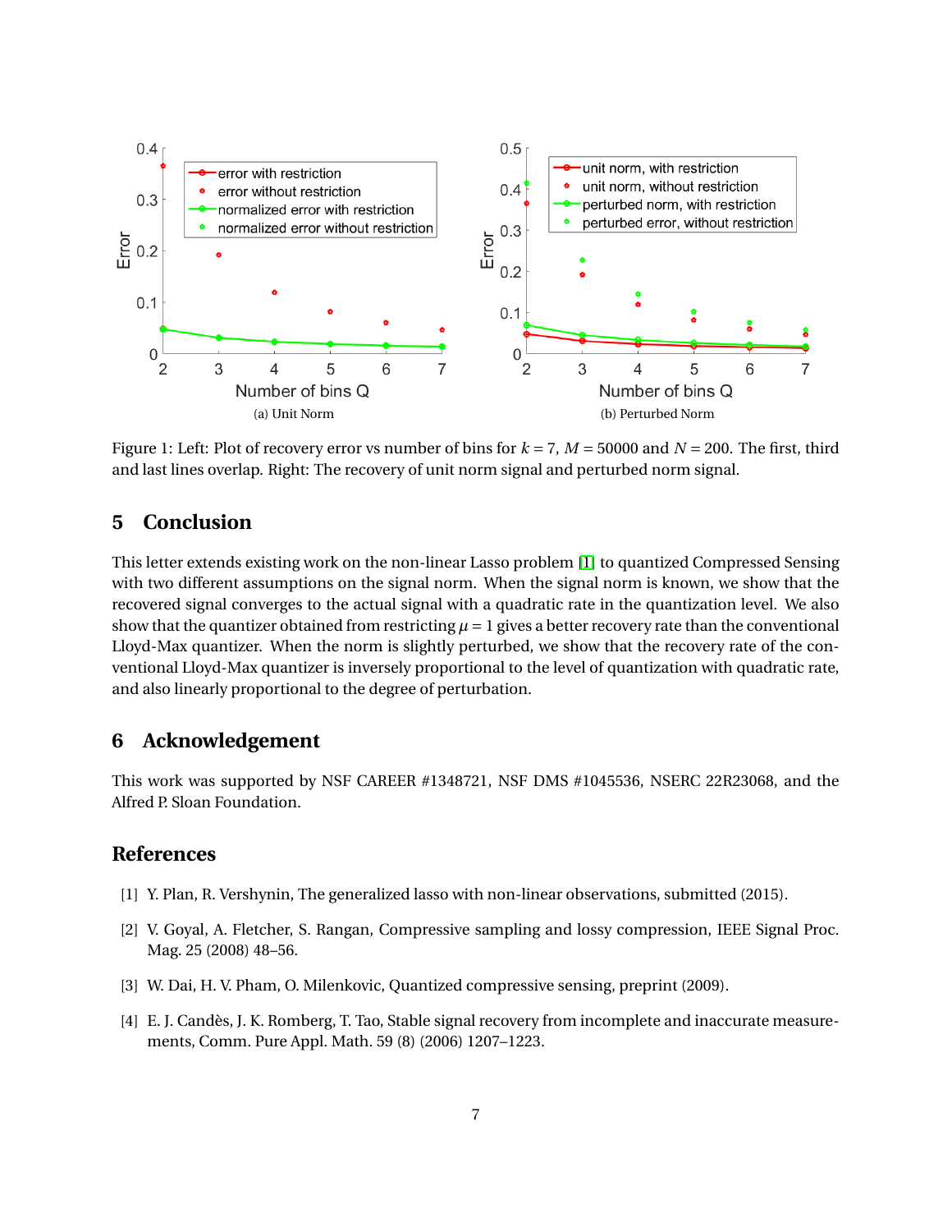Figure 1: Left: Plot of recovery error vs number of bins for $k = 7$, $M = 50000$ and $N = 200$. The first, third and last lines overlap. Right: The recovery of unit norm signal and perturbed norm signal.

## 5 Conclusion

This letter extends existing work on the non-linear Lasso problem [1] to quantized Compressed Sensing with two different assumptions on the signal norm. When the signal norm is known, we show that the recovered signal converges to the actual signal with a quadratic rate in the quantization level. We also show that the quantizer obtained from restricting $\mu = 1$ gives a better recovery rate than the conventional Lloyd-Max quantizer. When the norm is slightly perturbed, we show that the recovery rate of the conventional Lloyd-Max quantizer is inversely proportional to the level of quantization with quadratic rate, and also linearly proportional to the degree of perturbation.

## 6 Acknowledgement

This work was supported by NSF CAREER #1348721, NSF DMS #1045536, NSERC 22R23068, and the Alfred P. Sloan Foundation.

## References

[1] Y. Plan, R. Vershynin, The generalized lasso with non-linear observations, submitted (2015).

[2] V. Goyal, A. Fletcher, S. Rangan, Compressive sampling and lossy compression, IEEE Signal Proc. Mag. 25 (2008) 48–56.

[3] W. Dai, H. V. Pham, O. Milenkovic, Quantized compressive sensing, preprint (2009).

[4] E. J. Candès, J. K. Romberg, T. Tao, Stable signal recovery from incomplete and inaccurate measurements, Comm. Pure Appl. Math. 59 (8) (2006) 1207–1223.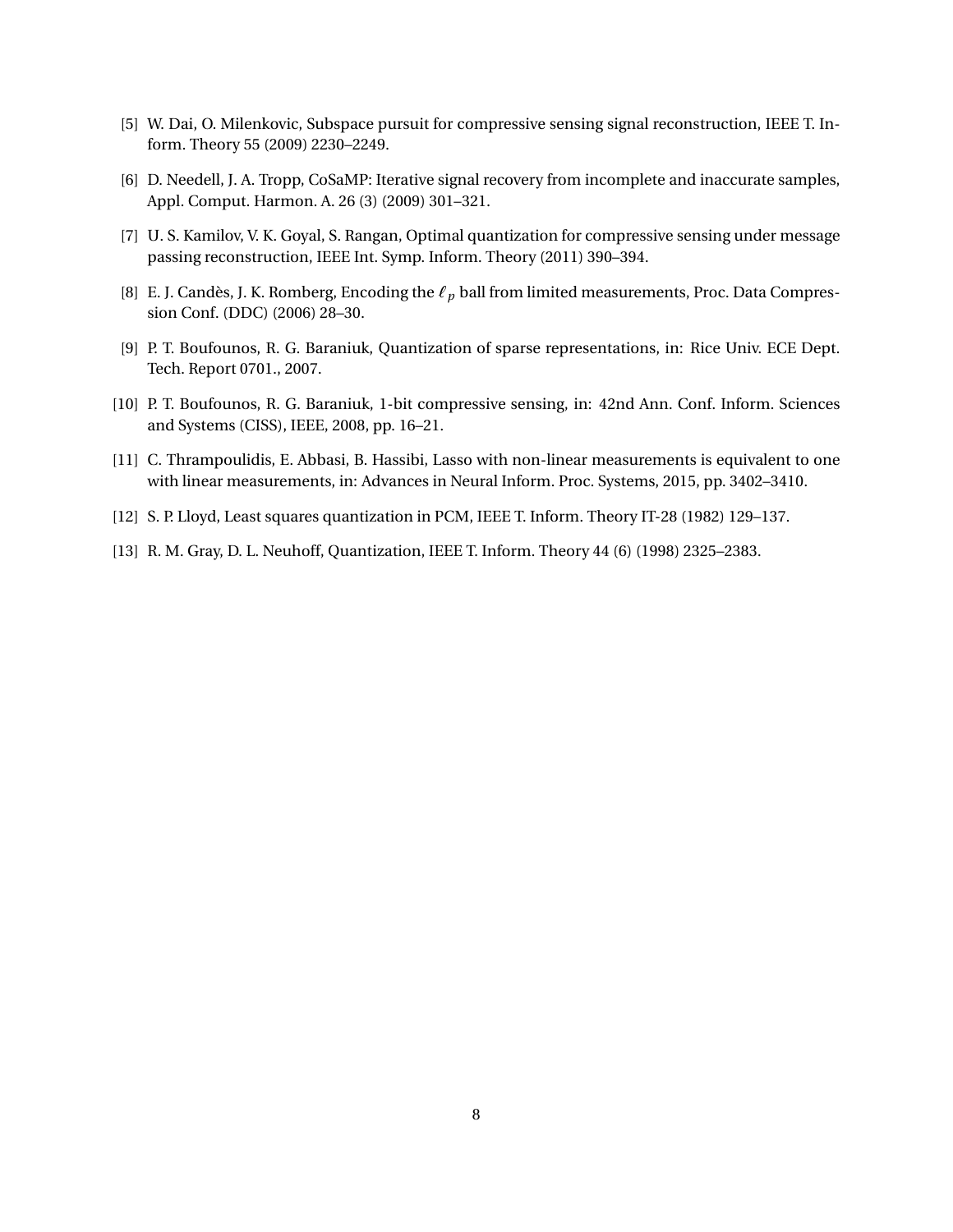[5] W. Dai, O. Milenkovic, Subspace pursuit for compressive sensing signal reconstruction, IEEE T. Inform. Theory 55 (2009) 2230–2249.

[6] D. Needell, J. A. Tropp, CoSaMP: Iterative signal recovery from incomplete and inaccurate samples, Appl. Comput. Harmon. A. 26 (3) (2009) 301–321.

[7] U. S. Kamilov, V. K. Goyal, S. Rangan, Optimal quantization for compressive sensing under message passing reconstruction, IEEE Int. Symp. Inform. Theory (2011) 390–394.

[8] E. J. Candès, J. K. Romberg, Encoding the $\ell_p$ ball from limited measurements, Proc. Data Compression Conf. (DDC) (2006) 28–30.

[9] P. T. Boufounos, R. G. Baraniuk, Quantization of sparse representations, in: Rice Univ. ECE Dept. Tech. Report 0701., 2007.

[10] P. T. Boufounos, R. G. Baraniuk, 1-bit compressive sensing, in: 42nd Ann. Conf. Inform. Sciences and Systems (CISS), IEEE, 2008, pp. 16–21.

[11] C. Thrampoulidis, E. Abbasi, B. Hassibi, Lasso with non-linear measurements is equivalent to one with linear measurements, in: Advances in Neural Inform. Proc. Systems, 2015, pp. 3402–3410.

[12] S. P. Lloyd, Least squares quantization in PCM, IEEE T. Inform. Theory IT-28 (1982) 129–137.

[13] R. M. Gray, D. L. Neuhoff, Quantization, IEEE T. Inform. Theory 44 (6) (1998) 2325–2383.